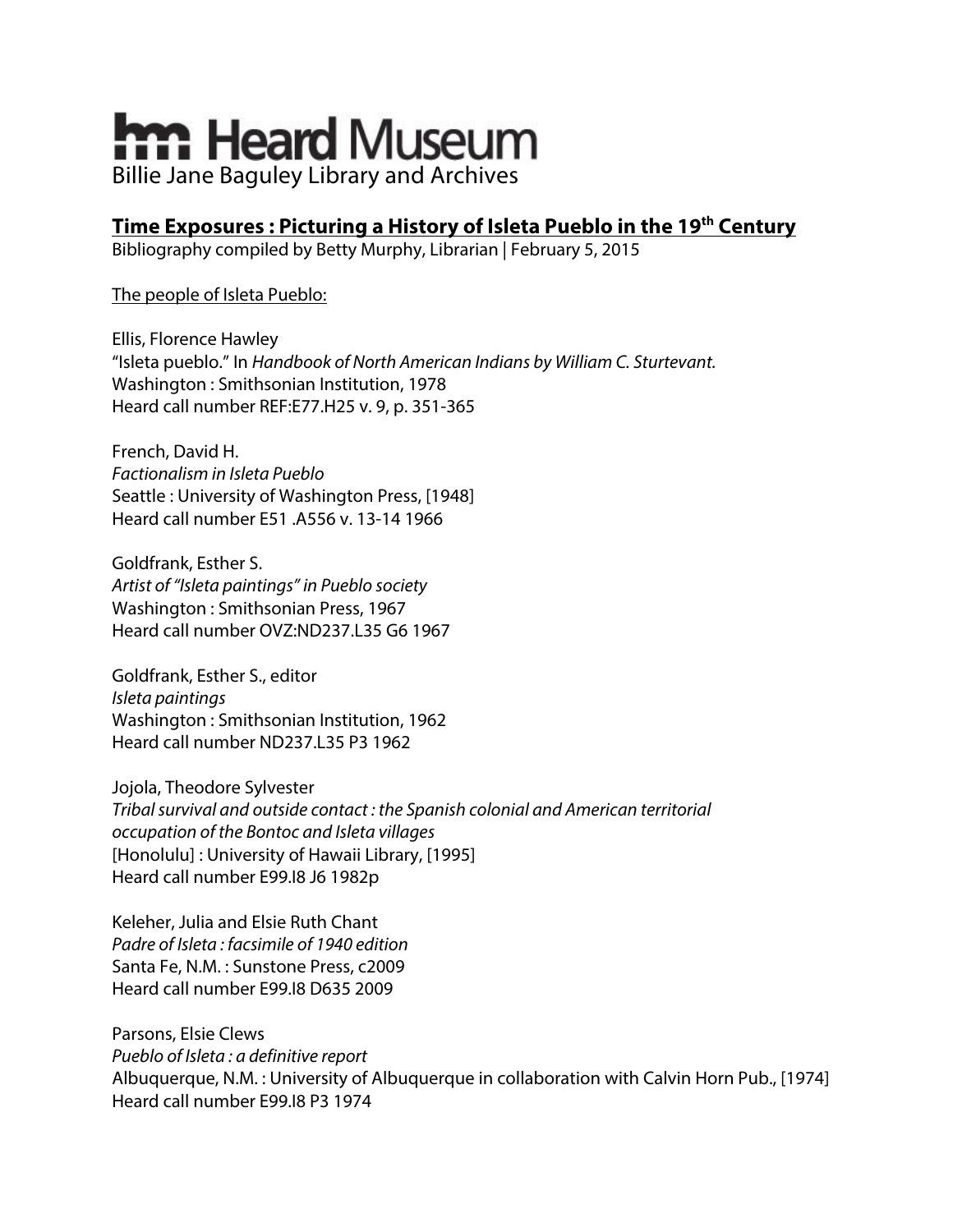# Heard Museum

Billie Jane Baguley Library and Archives

## Time Exposures : Picturing a History of Isleta Pueblo in the 19th Century

Bibliography compiled by Betty Murphy, Librarian | February 5, 2015

### The people of Isleta Pueblo:

Ellis, Florence Hawley  
"Isleta pueblo." In *Handbook of North American Indians by William C. Sturtevant.*  
Washington : Smithsonian Institution, 1978  
Heard call number REF:E77.H25 v. 9, p. 351-365

French, David H.  
*Factionalism in Isleta Pueblo*  
Seattle : University of Washington Press, [1948]  
Heard call number E51 .A556 v. 13-14 1966

Goldfrank, Esther S.  
*Artist of "Isleta paintings" in Pueblo society*  
Washington : Smithsonian Press, 1967  
Heard call number OVZ:ND237.L35 G6 1967

Goldfrank, Esther S., editor  
*Isleta paintings*  
Washington : Smithsonian Institution, 1962  
Heard call number ND237.L35 P3 1962

Jojola, Theodore Sylvester  
*Tribal survival and outside contact : the Spanish colonial and American territorial occupation of the Bontoc and Isleta villages*  
[Honolulu] : University of Hawaii Library, [1995]  
Heard call number E99.I8 J6 1982p

Keleher, Julia and Elsie Ruth Chant  
*Padre of Isleta : facsimile of 1940 edition*  
Santa Fe, N.M. : Sunstone Press, c2009  
Heard call number E99.I8 D635 2009

Parsons, Elsie Clews  
*Pueblo of Isleta : a definitive report*  
Albuquerque, N.M. : University of Albuquerque in collaboration with Calvin Horn Pub., [1974]  
Heard call number E99.I8 P3 1974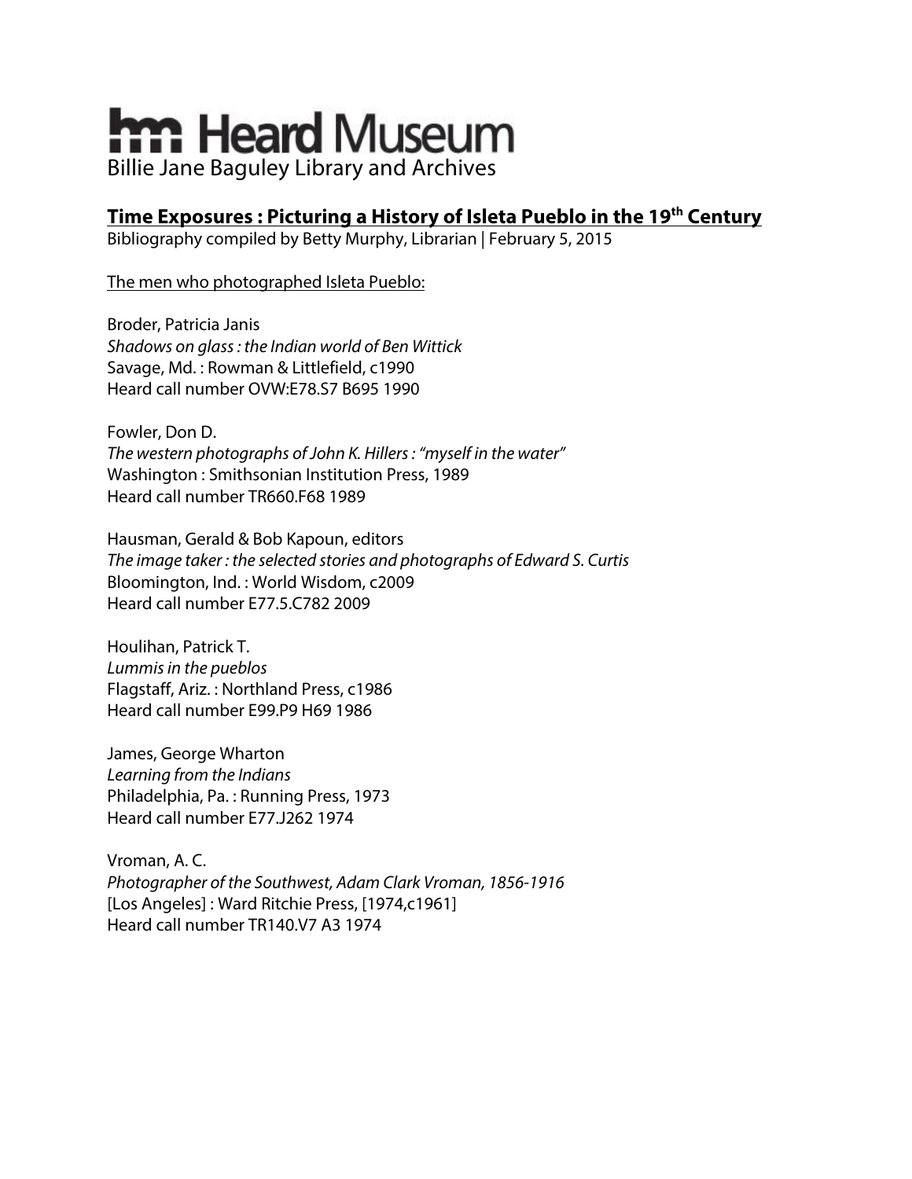# Heard Museum

Billie Jane Baguley Library and Archives

## Time Exposures : Picturing a History of Isleta Pueblo in the 19th Century

Bibliography compiled by Betty Murphy, Librarian | February 5, 2015

The men who photographed Isleta Pueblo:

Broder, Patricia Janis
*Shadows on glass : the Indian world of Ben Wittick*
Savage, Md. : Rowman & Littlefield, c1990
Heard call number OVW:E78.S7 B695 1990

Fowler, Don D.
*The western photographs of John K. Hillers : "myself in the water"*
Washington : Smithsonian Institution Press, 1989
Heard call number TR660.F68 1989

Hausman, Gerald & Bob Kapoun, editors
*The image taker : the selected stories and photographs of Edward S. Curtis*
Bloomington, Ind. : World Wisdom, c2009
Heard call number E77.5.C782 2009

Houlihan, Patrick T.
*Lummis in the pueblos*
Flagstaff, Ariz. : Northland Press, c1986
Heard call number E99.P9 H69 1986

James, George Wharton
*Learning from the Indians*
Philadelphia, Pa. : Running Press, 1973
Heard call number E77.J262 1974

Vroman, A. C.
*Photographer of the Southwest, Adam Clark Vroman, 1856-1916*
[Los Angeles] : Ward Ritchie Press, [1974,c1961]
Heard call number TR140.V7 A3 1974